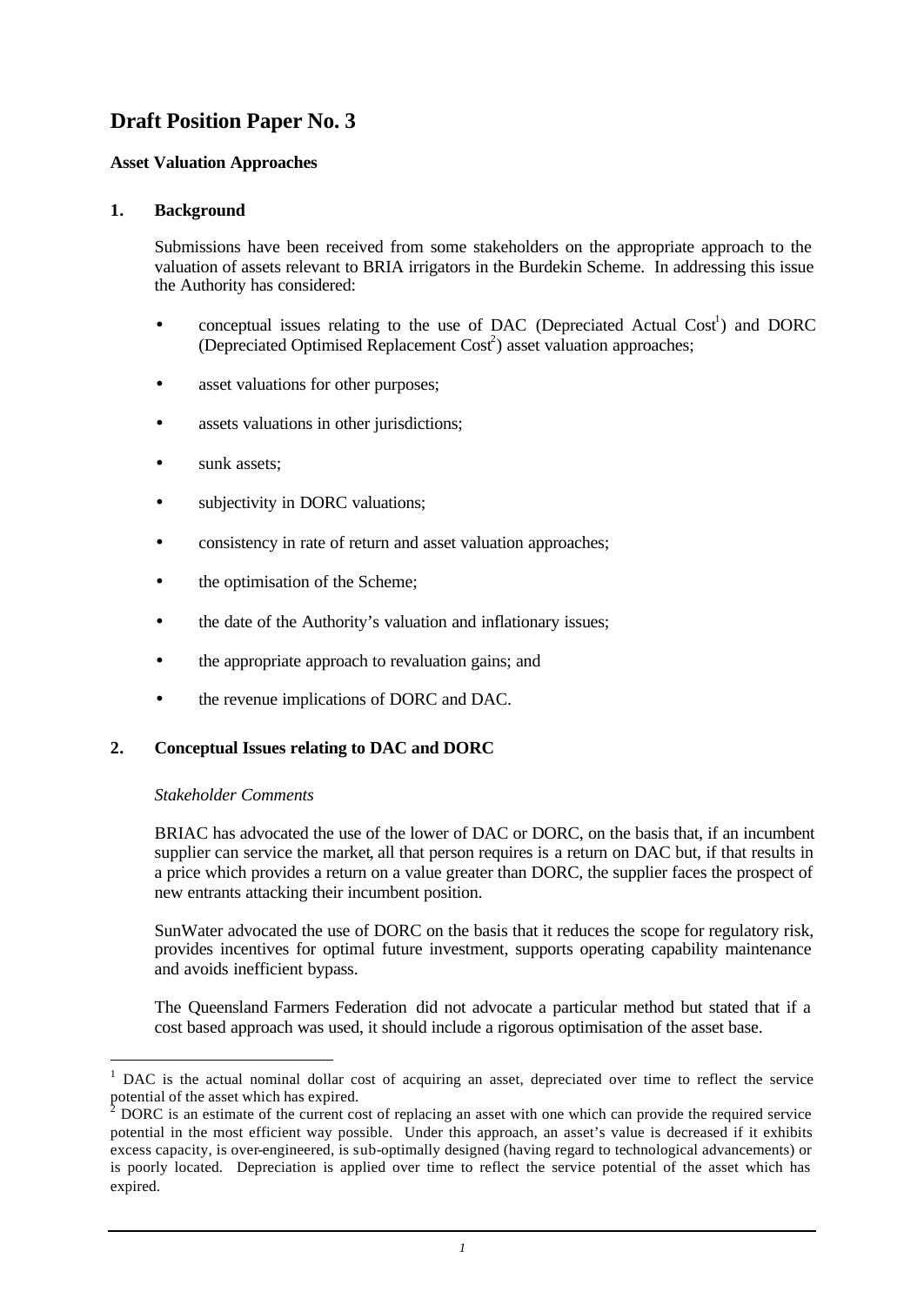# Draft Position Paper No. 3

**Asset Valuation Approaches**

## 1. Background

Submissions have been received from some stakeholders on the appropriate approach to the valuation of assets relevant to BRIA irrigators in the Burdekin Scheme. In addressing this issue the Authority has considered:

- conceptual issues relating to the use of DAC (Depreciated Actual Cost[1]) and DORC (Depreciated Optimised Replacement Cost[2]) asset valuation approaches;
- asset valuations for other purposes;
- assets valuations in other jurisdictions;
- sunk assets;
- subjectivity in DORC valuations;
- consistency in rate of return and asset valuation approaches;
- the optimisation of the Scheme;
- the date of the Authority's valuation and inflationary issues;
- the appropriate approach to revaluation gains; and
- the revenue implications of DORC and DAC.

## 2. Conceptual Issues relating to DAC and DORC

*Stakeholder Comments*

BRIAC has advocated the use of the lower of DAC or DORC, on the basis that, if an incumbent supplier can service the market, all that person requires is a return on DAC but, if that results in a price which provides a return on a value greater than DORC, the supplier faces the prospect of new entrants attacking their incumbent position.

SunWater advocated the use of DORC on the basis that it reduces the scope for regulatory risk, provides incentives for optimal future investment, supports operating capability maintenance and avoids inefficient bypass.

The Queensland Farmers Federation did not advocate a particular method but stated that if a cost based approach was used, it should include a rigorous optimisation of the asset base.

---

[1] DAC is the actual nominal dollar cost of acquiring an asset, depreciated over time to reflect the service potential of the asset which has expired.

[2] DORC is an estimate of the current cost of replacing an asset with one which can provide the required service potential in the most efficient way possible. Under this approach, an asset's value is decreased if it exhibits excess capacity, is over-engineered, is sub-optimally designed (having regard to technological advancements) or is poorly located. Depreciation is applied over time to reflect the service potential of the asset which has expired.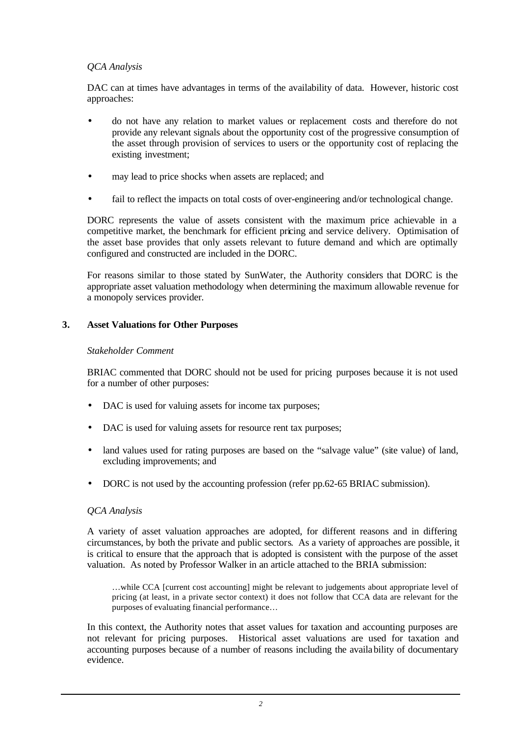*QCA Analysis*

DAC can at times have advantages in terms of the availability of data. However, historic cost approaches:

- do not have any relation to market values or replacement costs and therefore do not provide any relevant signals about the opportunity cost of the progressive consumption of the asset through provision of services to users or the opportunity cost of replacing the existing investment;
- may lead to price shocks when assets are replaced; and
- fail to reflect the impacts on total costs of over-engineering and/or technological change.

DORC represents the value of assets consistent with the maximum price achievable in a competitive market, the benchmark for efficient pricing and service delivery. Optimisation of the asset base provides that only assets relevant to future demand and which are optimally configured and constructed are included in the DORC.

For reasons similar to those stated by SunWater, the Authority considers that DORC is the appropriate asset valuation methodology when determining the maximum allowable revenue for a monopoly services provider.

## 3. Asset Valuations for Other Purposes

*Stakeholder Comment*

BRIAC commented that DORC should not be used for pricing purposes because it is not used for a number of other purposes:

- DAC is used for valuing assets for income tax purposes;
- DAC is used for valuing assets for resource rent tax purposes;
- land values used for rating purposes are based on the "salvage value" (site value) of land, excluding improvements; and
- DORC is not used by the accounting profession (refer pp.62-65 BRIAC submission).

*QCA Analysis*

A variety of asset valuation approaches are adopted, for different reasons and in differing circumstances, by both the private and public sectors. As a variety of approaches are possible, it is critical to ensure that the approach that is adopted is consistent with the purpose of the asset valuation. As noted by Professor Walker in an article attached to the BRIA submission:

> …while CCA [current cost accounting] might be relevant to judgements about appropriate level of pricing (at least, in a private sector context) it does not follow that CCA data are relevant for the purposes of evaluating financial performance…

In this context, the Authority notes that asset values for taxation and accounting purposes are not relevant for pricing purposes. Historical asset valuations are used for taxation and accounting purposes because of a number of reasons including the availability of documentary evidence.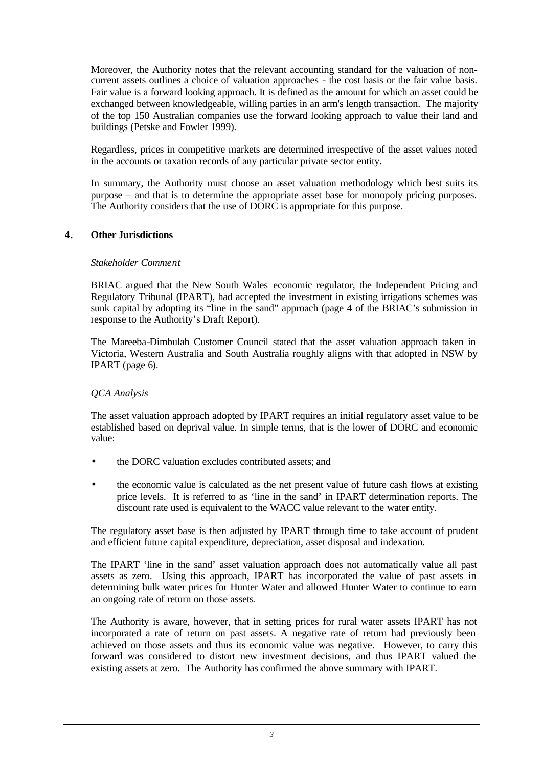Moreover, the Authority notes that the relevant accounting standard for the valuation of non-current assets outlines a choice of valuation approaches - the cost basis or the fair value basis. Fair value is a forward looking approach. It is defined as the amount for which an asset could be exchanged between knowledgeable, willing parties in an arm's length transaction. The majority of the top 150 Australian companies use the forward looking approach to value their land and buildings (Petske and Fowler 1999).

Regardless, prices in competitive markets are determined irrespective of the asset values noted in the accounts or taxation records of any particular private sector entity.

In summary, the Authority must choose an asset valuation methodology which best suits its purpose – and that is to determine the appropriate asset base for monopoly pricing purposes. The Authority considers that the use of DORC is appropriate for this purpose.

## 4. Other Jurisdictions

*Stakeholder Comment*

BRIAC argued that the New South Wales economic regulator, the Independent Pricing and Regulatory Tribunal (IPART), had accepted the investment in existing irrigations schemes was sunk capital by adopting its "line in the sand" approach (page 4 of the BRIAC's submission in response to the Authority's Draft Report).

The Mareeba-Dimbulah Customer Council stated that the asset valuation approach taken in Victoria, Western Australia and South Australia roughly aligns with that adopted in NSW by IPART (page 6).

*QCA Analysis*

The asset valuation approach adopted by IPART requires an initial regulatory asset value to be established based on deprival value. In simple terms, that is the lower of DORC and economic value:

- the DORC valuation excludes contributed assets; and
- the economic value is calculated as the net present value of future cash flows at existing price levels. It is referred to as 'line in the sand' in IPART determination reports. The discount rate used is equivalent to the WACC value relevant to the water entity.

The regulatory asset base is then adjusted by IPART through time to take account of prudent and efficient future capital expenditure, depreciation, asset disposal and indexation.

The IPART 'line in the sand' asset valuation approach does not automatically value all past assets as zero. Using this approach, IPART has incorporated the value of past assets in determining bulk water prices for Hunter Water and allowed Hunter Water to continue to earn an ongoing rate of return on those assets.

The Authority is aware, however, that in setting prices for rural water assets IPART has not incorporated a rate of return on past assets. A negative rate of return had previously been achieved on those assets and thus its economic value was negative. However, to carry this forward was considered to distort new investment decisions, and thus IPART valued the existing assets at zero. The Authority has confirmed the above summary with IPART.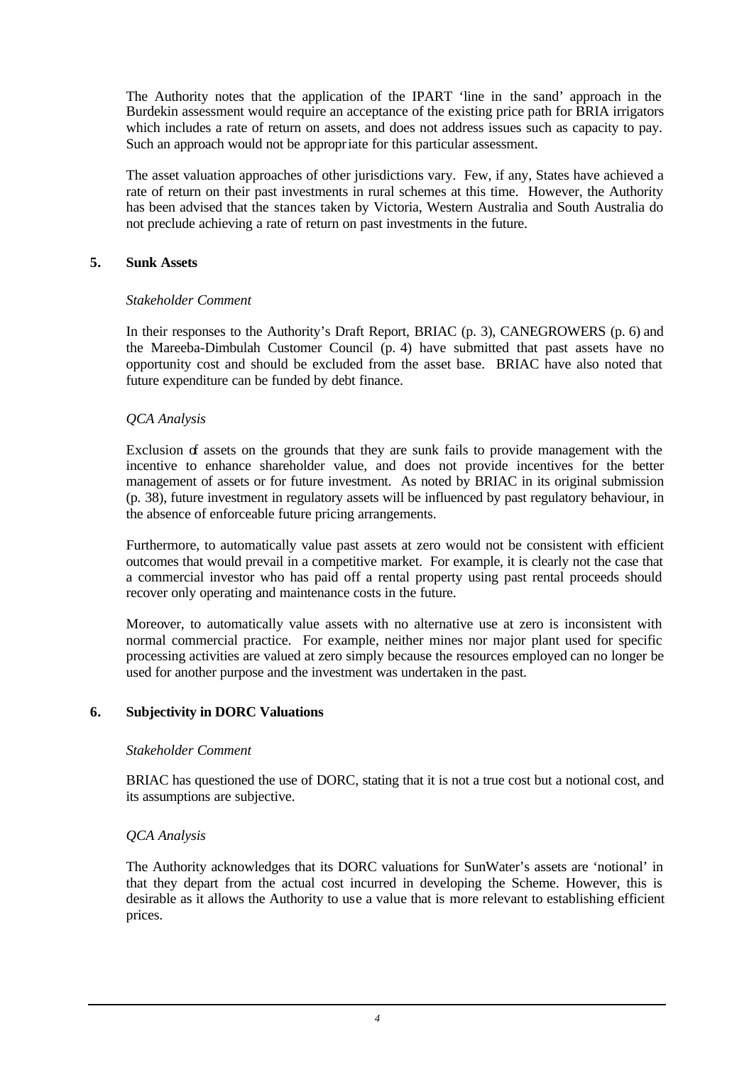The Authority notes that the application of the IPART 'line in the sand' approach in the Burdekin assessment would require an acceptance of the existing price path for BRIA irrigators which includes a rate of return on assets, and does not address issues such as capacity to pay. Such an approach would not be appropriate for this particular assessment.

The asset valuation approaches of other jurisdictions vary. Few, if any, States have achieved a rate of return on their past investments in rural schemes at this time. However, the Authority has been advised that the stances taken by Victoria, Western Australia and South Australia do not preclude achieving a rate of return on past investments in the future.

## 5. Sunk Assets

*Stakeholder Comment*

In their responses to the Authority's Draft Report, BRIAC (p. 3), CANEGROWERS (p. 6) and the Mareeba-Dimbulah Customer Council (p. 4) have submitted that past assets have no opportunity cost and should be excluded from the asset base. BRIAC have also noted that future expenditure can be funded by debt finance.

*QCA Analysis*

Exclusion of assets on the grounds that they are sunk fails to provide management with the incentive to enhance shareholder value, and does not provide incentives for the better management of assets or for future investment. As noted by BRIAC in its original submission (p. 38), future investment in regulatory assets will be influenced by past regulatory behaviour, in the absence of enforceable future pricing arrangements.

Furthermore, to automatically value past assets at zero would not be consistent with efficient outcomes that would prevail in a competitive market. For example, it is clearly not the case that a commercial investor who has paid off a rental property using past rental proceeds should recover only operating and maintenance costs in the future.

Moreover, to automatically value assets with no alternative use at zero is inconsistent with normal commercial practice. For example, neither mines nor major plant used for specific processing activities are valued at zero simply because the resources employed can no longer be used for another purpose and the investment was undertaken in the past.

## 6. Subjectivity in DORC Valuations

*Stakeholder Comment*

BRIAC has questioned the use of DORC, stating that it is not a true cost but a notional cost, and its assumptions are subjective.

*QCA Analysis*

The Authority acknowledges that its DORC valuations for SunWater's assets are 'notional' in that they depart from the actual cost incurred in developing the Scheme. However, this is desirable as it allows the Authority to use a value that is more relevant to establishing efficient prices.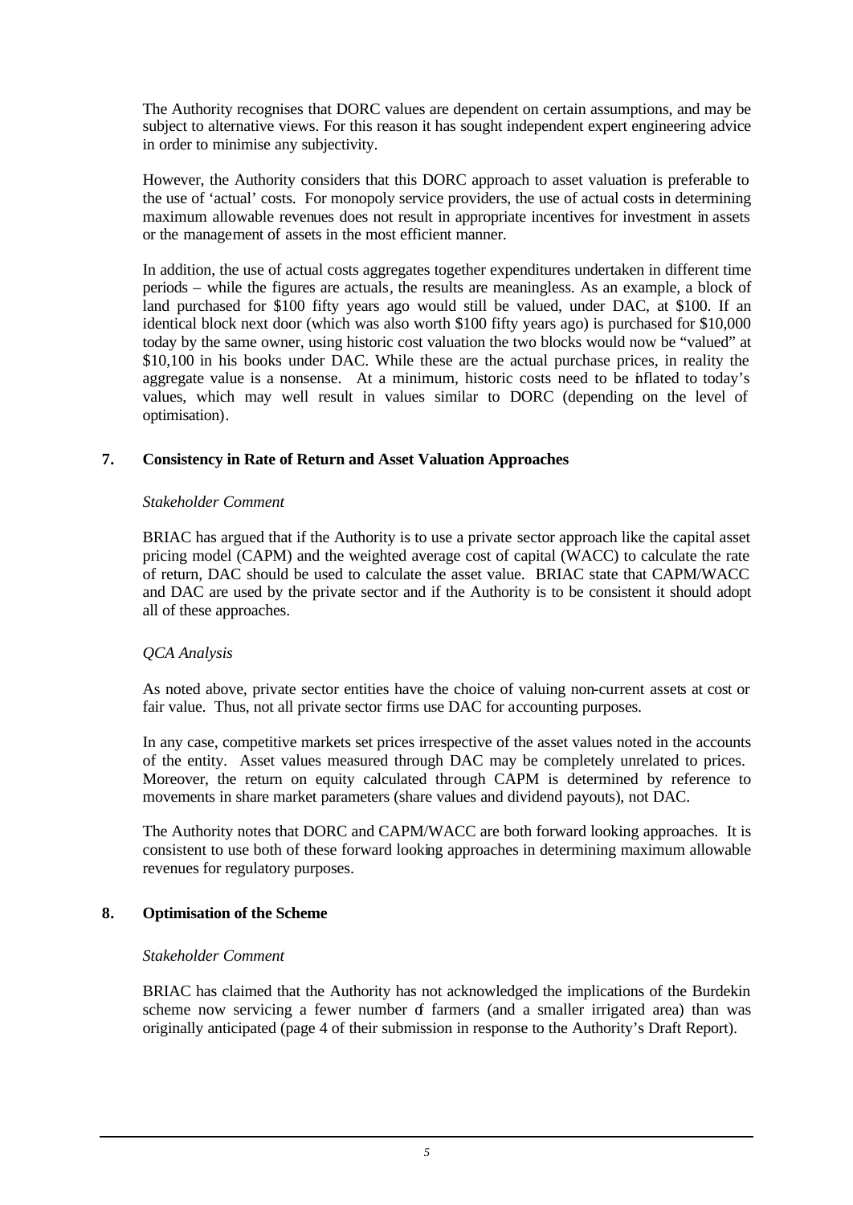The Authority recognises that DORC values are dependent on certain assumptions, and may be subject to alternative views. For this reason it has sought independent expert engineering advice in order to minimise any subjectivity.

However, the Authority considers that this DORC approach to asset valuation is preferable to the use of 'actual' costs. For monopoly service providers, the use of actual costs in determining maximum allowable revenues does not result in appropriate incentives for investment in assets or the management of assets in the most efficient manner.

In addition, the use of actual costs aggregates together expenditures undertaken in different time periods – while the figures are actuals, the results are meaningless. As an example, a block of land purchased for $100 fifty years ago would still be valued, under DAC, at $100. If an identical block next door (which was also worth $100 fifty years ago) is purchased for $10,000 today by the same owner, using historic cost valuation the two blocks would now be "valued" at $10,100 in his books under DAC. While these are the actual purchase prices, in reality the aggregate value is a nonsense. At a minimum, historic costs need to be inflated to today's values, which may well result in values similar to DORC (depending on the level of optimisation).

## 7. Consistency in Rate of Return and Asset Valuation Approaches

*Stakeholder Comment*

BRIAC has argued that if the Authority is to use a private sector approach like the capital asset pricing model (CAPM) and the weighted average cost of capital (WACC) to calculate the rate of return, DAC should be used to calculate the asset value. BRIAC state that CAPM/WACC and DAC are used by the private sector and if the Authority is to be consistent it should adopt all of these approaches.

*QCA Analysis*

As noted above, private sector entities have the choice of valuing non-current assets at cost or fair value. Thus, not all private sector firms use DAC for accounting purposes.

In any case, competitive markets set prices irrespective of the asset values noted in the accounts of the entity. Asset values measured through DAC may be completely unrelated to prices. Moreover, the return on equity calculated through CAPM is determined by reference to movements in share market parameters (share values and dividend payouts), not DAC.

The Authority notes that DORC and CAPM/WACC are both forward looking approaches. It is consistent to use both of these forward looking approaches in determining maximum allowable revenues for regulatory purposes.

## 8. Optimisation of the Scheme

*Stakeholder Comment*

BRIAC has claimed that the Authority has not acknowledged the implications of the Burdekin scheme now servicing a fewer number of farmers (and a smaller irrigated area) than was originally anticipated (page 4 of their submission in response to the Authority's Draft Report).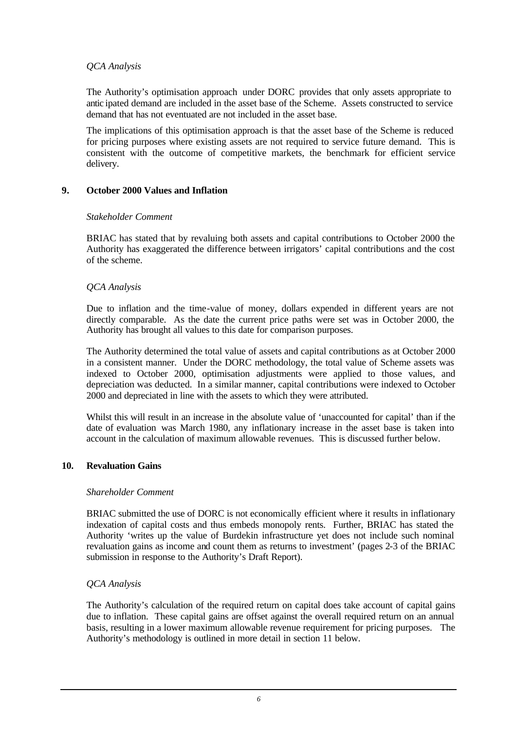*QCA Analysis*

The Authority's optimisation approach under DORC provides that only assets appropriate to anticipated demand are included in the asset base of the Scheme. Assets constructed to service demand that has not eventuated are not included in the asset base.

The implications of this optimisation approach is that the asset base of the Scheme is reduced for pricing purposes where existing assets are not required to service future demand. This is consistent with the outcome of competitive markets, the benchmark for efficient service delivery.

## 9. October 2000 Values and Inflation

*Stakeholder Comment*

BRIAC has stated that by revaluing both assets and capital contributions to October 2000 the Authority has exaggerated the difference between irrigators' capital contributions and the cost of the scheme.

*QCA Analysis*

Due to inflation and the time-value of money, dollars expended in different years are not directly comparable. As the date the current price paths were set was in October 2000, the Authority has brought all values to this date for comparison purposes.

The Authority determined the total value of assets and capital contributions as at October 2000 in a consistent manner. Under the DORC methodology, the total value of Scheme assets was indexed to October 2000, optimisation adjustments were applied to those values, and depreciation was deducted. In a similar manner, capital contributions were indexed to October 2000 and depreciated in line with the assets to which they were attributed.

Whilst this will result in an increase in the absolute value of 'unaccounted for capital' than if the date of evaluation was March 1980, any inflationary increase in the asset base is taken into account in the calculation of maximum allowable revenues. This is discussed further below.

## 10. Revaluation Gains

*Shareholder Comment*

BRIAC submitted the use of DORC is not economically efficient where it results in inflationary indexation of capital costs and thus embeds monopoly rents. Further, BRIAC has stated the Authority 'writes up the value of Burdekin infrastructure yet does not include such nominal revaluation gains as income and count them as returns to investment' (pages 2-3 of the BRIAC submission in response to the Authority's Draft Report).

*QCA Analysis*

The Authority's calculation of the required return on capital does take account of capital gains due to inflation. These capital gains are offset against the overall required return on an annual basis, resulting in a lower maximum allowable revenue requirement for pricing purposes. The Authority's methodology is outlined in more detail in section 11 below.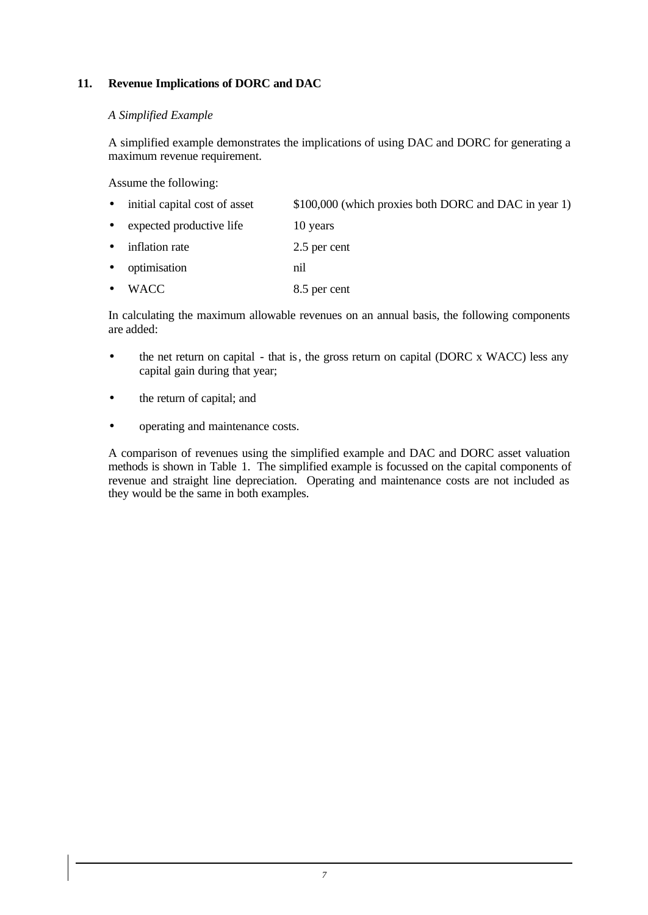## 11. Revenue Implications of DORC and DAC

*A Simplified Example*

A simplified example demonstrates the implications of using DAC and DORC for generating a maximum revenue requirement.

Assume the following:

- initial capital cost of asset — \$100,000 (which proxies both DORC and DAC in year 1)
- expected productive life — 10 years
- inflation rate — 2.5 per cent
- optimisation — nil
- WACC — 8.5 per cent

In calculating the maximum allowable revenues on an annual basis, the following components are added:

- the net return on capital - that is, the gross return on capital (DORC x WACC) less any capital gain during that year;
- the return of capital; and
- operating and maintenance costs.

A comparison of revenues using the simplified example and DAC and DORC asset valuation methods is shown in Table 1. The simplified example is focussed on the capital components of revenue and straight line depreciation. Operating and maintenance costs are not included as they would be the same in both examples.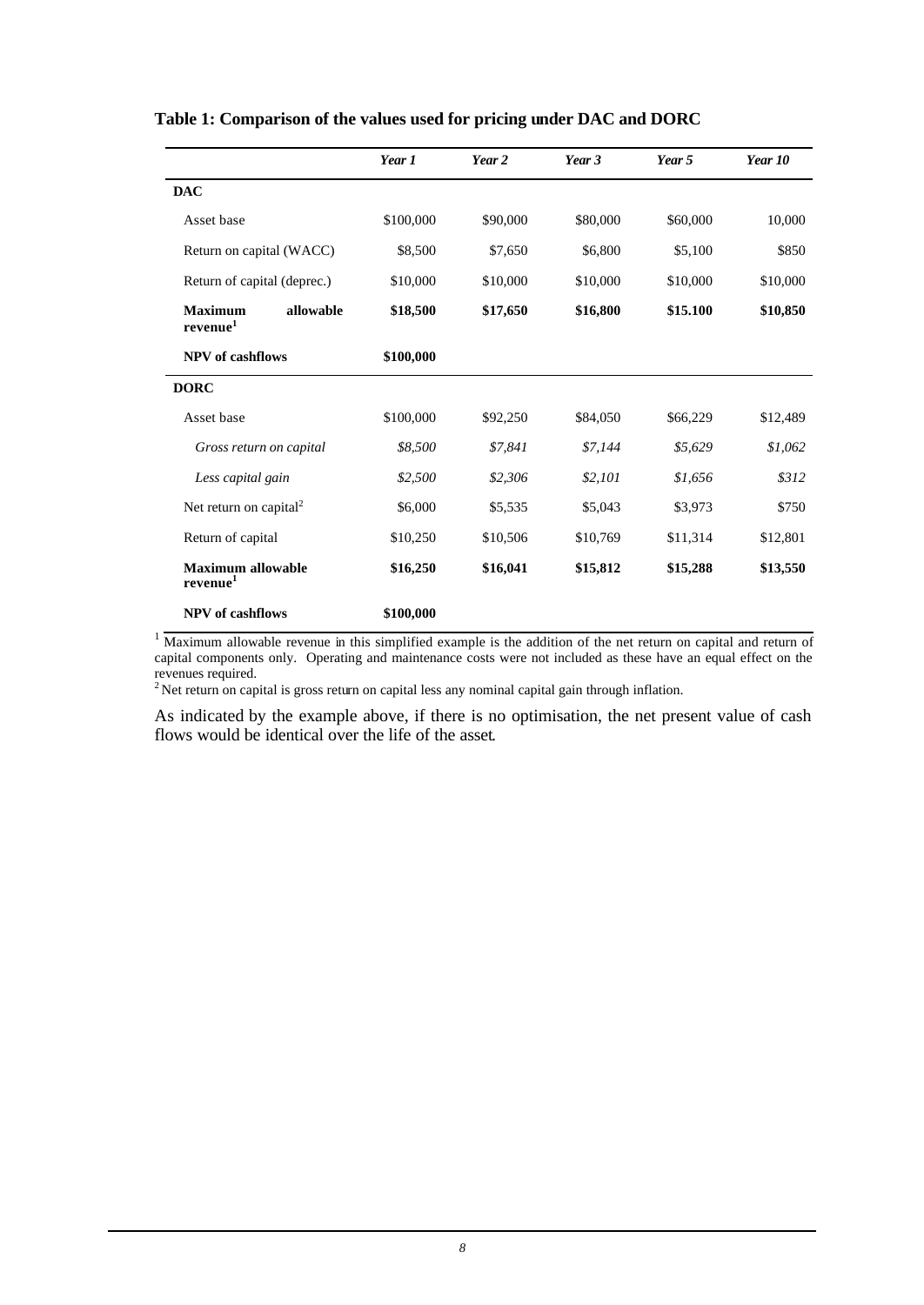**Table 1: Comparison of the values used for pricing under DAC and DORC**

| | *Year 1* | *Year 2* | *Year 3* | *Year 5* | *Year 10* |
|---|---|---|---|---|---|
| **DAC** | | | | | |
| Asset base | \$100,000 | \$90,000 | \$80,000 | \$60,000 | 10,000 |
| Return on capital (WACC) | \$8,500 | \$7,650 | \$6,800 | \$5,100 | \$850 |
| Return of capital (deprec.) | \$10,000 | \$10,000 | \$10,000 | \$10,000 | \$10,000 |
| **Maximum allowable revenue**[1] | **\$18,500** | **\$17,650** | **\$16,800** | **\$15.100** | **\$10,850** |
| **NPV of cashflows** | **\$100,000** | | | | |
| **DORC** | | | | | |
| Asset base | \$100,000 | \$92,250 | \$84,050 | \$66,229 | \$12,489 |
| *Gross return on capital* | *\$8,500* | *\$7,841* | *\$7,144* | *\$5,629* | *\$1,062* |
| *Less capital gain* | *\$2,500* | *\$2,306* | *\$2,101* | *\$1,656* | *\$312* |
| Net return on capital[2] | \$6,000 | \$5,535 | \$5,043 | \$3,973 | \$750 |
| Return of capital | \$10,250 | \$10,506 | \$10,769 | \$11,314 | \$12,801 |
| **Maximum allowable revenue**[1] | **\$16,250** | **\$16,041** | **\$15,812** | **\$15,288** | **\$13,550** |
| **NPV of cashflows** | **\$100,000** | | | | |

[1] Maximum allowable revenue in this simplified example is the addition of the net return on capital and return of capital components only. Operating and maintenance costs were not included as these have an equal effect on the revenues required.

[2] Net return on capital is gross return on capital less any nominal capital gain through inflation.

As indicated by the example above, if there is no optimisation, the net present value of cash flows would be identical over the life of the asset.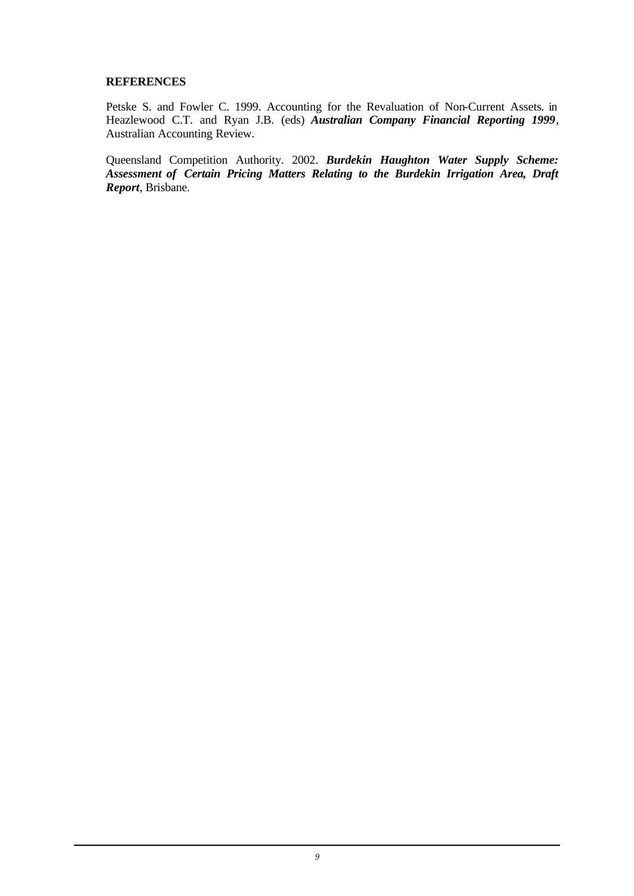**REFERENCES**

Petske S. and Fowler C. 1999. Accounting for the Revaluation of Non-Current Assets. in Heazlewood C.T. and Ryan J.B. (eds) ***Australian Company Financial Reporting 1999***, Australian Accounting Review.

Queensland Competition Authority. 2002. ***Burdekin Haughton Water Supply Scheme: Assessment of Certain Pricing Matters Relating to the Burdekin Irrigation Area, Draft Report***, Brisbane.